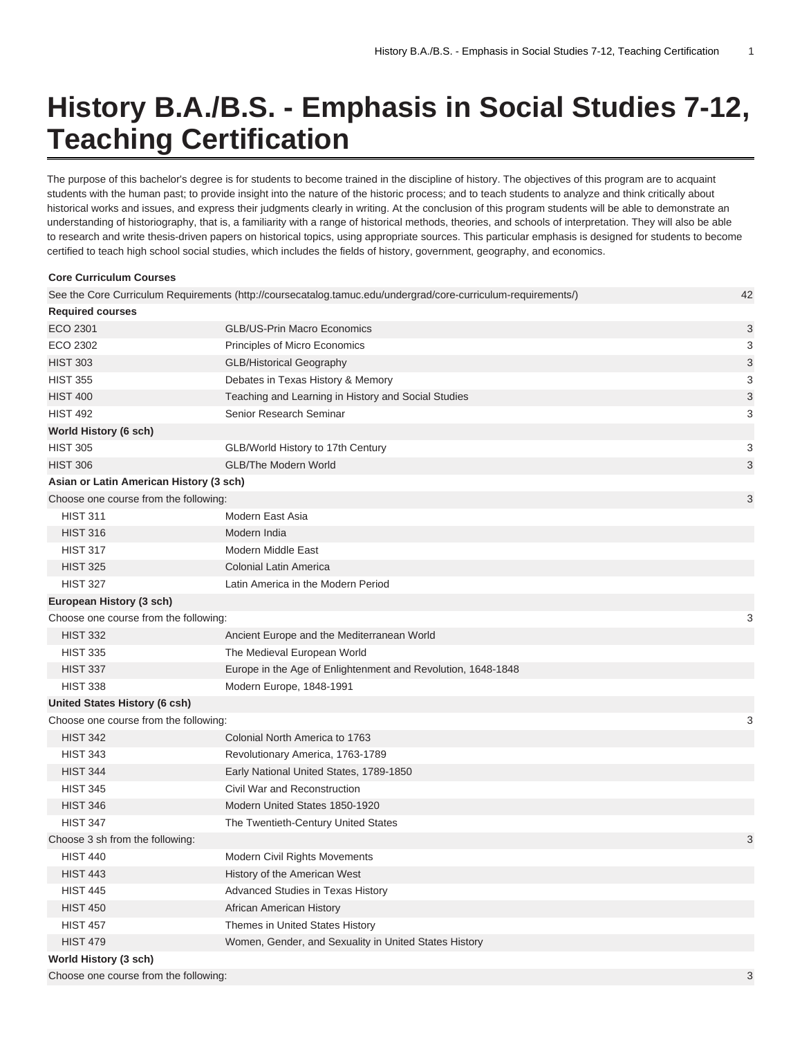# History B.A./B.S. - Emphasis in Social Studies 7-12, Teaching Certification

The purpose of this bachelor's degree is for students to become trained in the discipline of history. The objectives of this program are to acquaint students with the human past; to provide insight into the nature of the historic process; and to teach students to analyze and think critically about historical works and issues, and express their judgments clearly in writing. At the conclusion of this program students will be able to demonstrate an understanding of historiography, that is, a familiarity with a range of historical methods, theories, and schools of interpretation. They will also be able to research and write thesis-driven papers on historical topics, using appropriate sources. This particular emphasis is designed for students to become certified to teach high school social studies, which includes the fields of history, government, geography, and economics.

| | | |
|---|---|---|
| **Core Curriculum Courses** | | |
| See the Core Curriculum Requirements (http://coursecatalog.tamuc.edu/undergrad/core-curriculum-requirements/) | | 42 |
| **Required courses** | | |
| ECO 2301 | GLB/US-Prin Macro Economics | 3 |
| ECO 2302 | Principles of Micro Economics | 3 |
| HIST 303 | GLB/Historical Geography | 3 |
| HIST 355 | Debates in Texas History & Memory | 3 |
| HIST 400 | Teaching and Learning in History and Social Studies | 3 |
| HIST 492 | Senior Research Seminar | 3 |
| **World History (6 sch)** | | |
| HIST 305 | GLB/World History to 17th Century | 3 |
| HIST 306 | GLB/The Modern World | 3 |
| **Asian or Latin American History (3 sch)** | | |
| Choose one course from the following: | | 3 |
| HIST 311 | Modern East Asia | |
| HIST 316 | Modern India | |
| HIST 317 | Modern Middle East | |
| HIST 325 | Colonial Latin America | |
| HIST 327 | Latin America in the Modern Period | |
| **European History (3 sch)** | | |
| Choose one course from the following: | | 3 |
| HIST 332 | Ancient Europe and the Mediterranean World | |
| HIST 335 | The Medieval European World | |
| HIST 337 | Europe in the Age of Enlightenment and Revolution, 1648-1848 | |
| HIST 338 | Modern Europe, 1848-1991 | |
| **United States History (6 csh)** | | |
| Choose one course from the following: | | 3 |
| HIST 342 | Colonial North America to 1763 | |
| HIST 343 | Revolutionary America, 1763-1789 | |
| HIST 344 | Early National United States, 1789-1850 | |
| HIST 345 | Civil War and Reconstruction | |
| HIST 346 | Modern United States 1850-1920 | |
| HIST 347 | The Twentieth-Century United States | |
| Choose 3 sh from the following: | | 3 |
| HIST 440 | Modern Civil Rights Movements | |
| HIST 443 | History of the American West | |
| HIST 445 | Advanced Studies in Texas History | |
| HIST 450 | African American History | |
| HIST 457 | Themes in United States History | |
| HIST 479 | Women, Gender, and Sexuality in United States History | |
| **World History (3 sch)** | | |
| Choose one course from the following: | | 3 |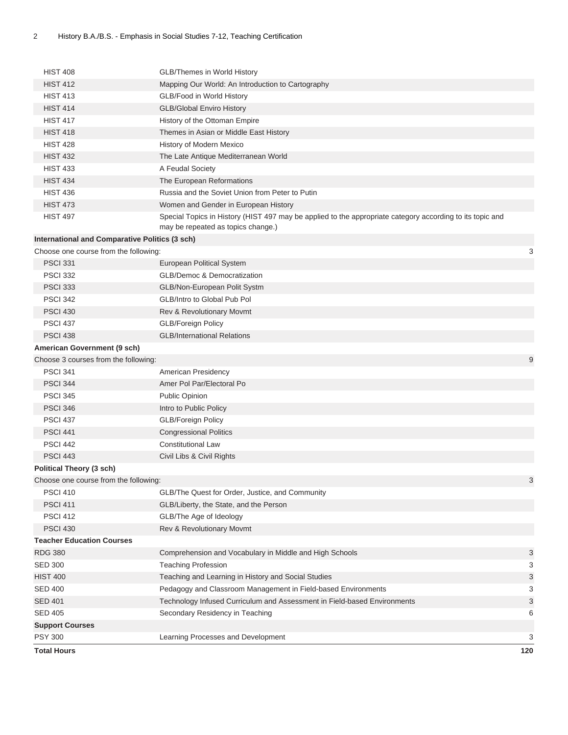| | | |
|---|---|---|
| HIST 408 | GLB/Themes in World History | |
| HIST 412 | Mapping Our World: An Introduction to Cartography | |
| HIST 413 | GLB/Food in World History | |
| HIST 414 | GLB/Global Enviro History | |
| HIST 417 | History of the Ottoman Empire | |
| HIST 418 | Themes in Asian or Middle East History | |
| HIST 428 | History of Modern Mexico | |
| HIST 432 | The Late Antique Mediterranean World | |
| HIST 433 | A Feudal Society | |
| HIST 434 | The European Reformations | |
| HIST 436 | Russia and the Soviet Union from Peter to Putin | |
| HIST 473 | Women and Gender in European History | |
| HIST 497 | Special Topics in History (HIST 497 may be applied to the appropriate category according to its topic and may be repeated as topics change.) | |
| **International and Comparative Politics (3 sch)** | | |
| Choose one course from the following: | | 3 |
| PSCI 331 | European Political System | |
| PSCI 332 | GLB/Democ & Democratization | |
| PSCI 333 | GLB/Non-European Polit Systm | |
| PSCI 342 | GLB/Intro to Global Pub Pol | |
| PSCI 430 | Rev & Revolutionary Movmt | |
| PSCI 437 | GLB/Foreign Policy | |
| PSCI 438 | GLB/International Relations | |
| **American Government (9 sch)** | | |
| Choose 3 courses from the following: | | 9 |
| PSCI 341 | American Presidency | |
| PSCI 344 | Amer Pol Par/Electoral Po | |
| PSCI 345 | Public Opinion | |
| PSCI 346 | Intro to Public Policy | |
| PSCI 437 | GLB/Foreign Policy | |
| PSCI 441 | Congressional Politics | |
| PSCI 442 | Constitutional Law | |
| PSCI 443 | Civil Libs & Civil Rights | |
| **Political Theory (3 sch)** | | |
| Choose one course from the following: | | 3 |
| PSCI 410 | GLB/The Quest for Order, Justice, and Community | |
| PSCI 411 | GLB/Liberty, the State, and the Person | |
| PSCI 412 | GLB/The Age of Ideology | |
| PSCI 430 | Rev & Revolutionary Movmt | |
| **Teacher Education Courses** | | |
| RDG 380 | Comprehension and Vocabulary in Middle and High Schools | 3 |
| SED 300 | Teaching Profession | 3 |
| HIST 400 | Teaching and Learning in History and Social Studies | 3 |
| SED 400 | Pedagogy and Classroom Management in Field-based Environments | 3 |
| SED 401 | Technology Infused Curriculum and Assessment in Field-based Environments | 3 |
| SED 405 | Secondary Residency in Teaching | 6 |
| **Support Courses** | | |
| PSY 300 | Learning Processes and Development | 3 |
| **Total Hours** | | **120** |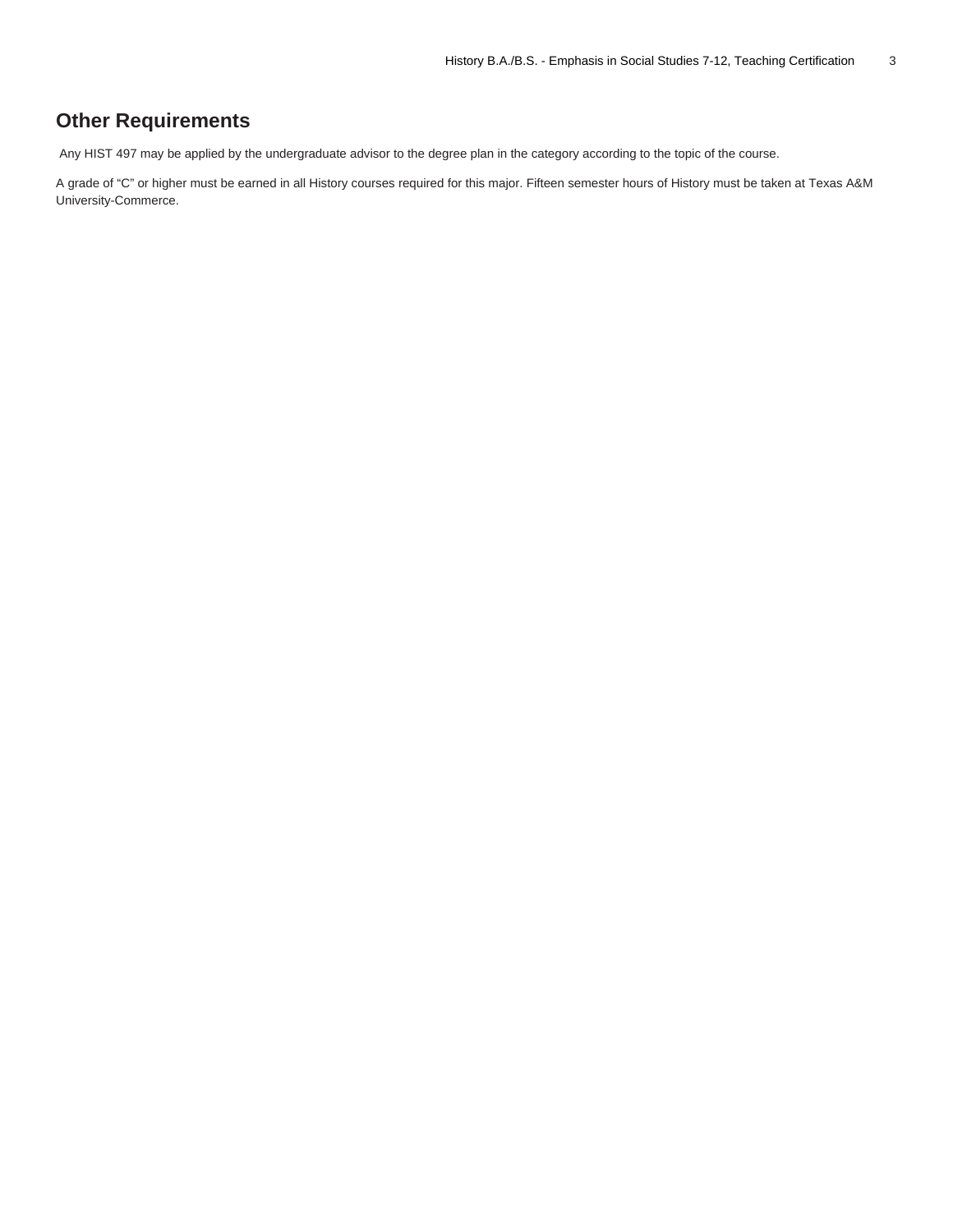## Other Requirements

Any HIST 497 may be applied by the undergraduate advisor to the degree plan in the category according to the topic of the course.

A grade of "C" or higher must be earned in all History courses required for this major. Fifteen semester hours of History must be taken at Texas A&M University-Commerce.